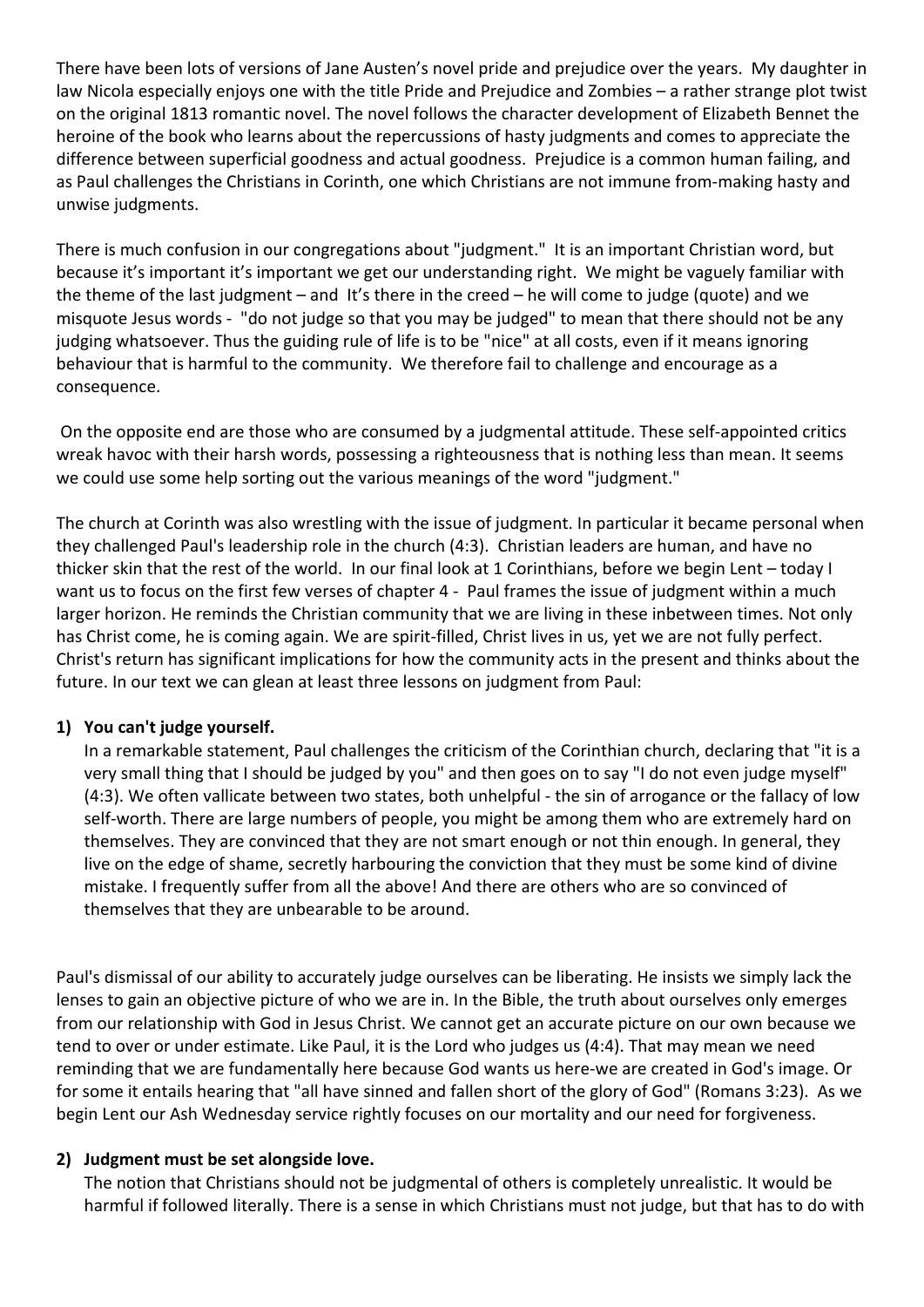There have been lots of versions of Jane Austen's novel pride and prejudice over the years. My daughter in law Nicola especially enjoys one with the title Pride and Prejudice and Zombies – a rather strange plot twist on the original 1813 romantic novel. The novel follows the character development of Elizabeth Bennet the heroine of the book who learns about the repercussions of hasty judgments and comes to appreciate the difference between superficial goodness and actual goodness. Prejudice is a common human failing, and as Paul challenges the Christians in Corinth, one which Christians are not immune from-making hasty and unwise judgments.

There is much confusion in our congregations about "judgment." It is an important Christian word, but because it's important it's important we get our understanding right. We might be vaguely familiar with the theme of the last judgment – and It's there in the creed – he will come to judge (quote) and we misquote Jesus words - "do not judge so that you may be judged" to mean that there should not be any judging whatsoever. Thus the guiding rule of life is to be "nice" at all costs, even if it means ignoring behaviour that is harmful to the community. We therefore fail to challenge and encourage as a consequence.

On the opposite end are those who are consumed by a judgmental attitude. These self-appointed critics wreak havoc with their harsh words, possessing a righteousness that is nothing less than mean. It seems we could use some help sorting out the various meanings of the word "judgment."

The church at Corinth was also wrestling with the issue of judgment. In particular it became personal when they challenged Paul's leadership role in the church (4:3). Christian leaders are human, and have no thicker skin that the rest of the world. In our final look at 1 Corinthians, before we begin Lent – today I want us to focus on the first few verses of chapter 4 - Paul frames the issue of judgment within a much larger horizon. He reminds the Christian community that we are living in these inbetween times. Not only has Christ come, he is coming again. We are spirit-filled, Christ lives in us, yet we are not fully perfect. Christ's return has significant implications for how the community acts in the present and thinks about the future. In our text we can glean at least three lessons on judgment from Paul:

1) **You can't judge yourself.**
   In a remarkable statement, Paul challenges the criticism of the Corinthian church, declaring that "it is a very small thing that I should be judged by you" and then goes on to say "I do not even judge myself" (4:3). We often vallicate between two states, both unhelpful - the sin of arrogance or the fallacy of low self-worth. There are large numbers of people, you might be among them who are extremely hard on themselves. They are convinced that they are not smart enough or not thin enough. In general, they live on the edge of shame, secretly harbouring the conviction that they must be some kind of divine mistake. I frequently suffer from all the above! And there are others who are so convinced of themselves that they are unbearable to be around.

Paul's dismissal of our ability to accurately judge ourselves can be liberating. He insists we simply lack the lenses to gain an objective picture of who we are in. In the Bible, the truth about ourselves only emerges from our relationship with God in Jesus Christ. We cannot get an accurate picture on our own because we tend to over or under estimate. Like Paul, it is the Lord who judges us (4:4). That may mean we need reminding that we are fundamentally here because God wants us here-we are created in God's image. Or for some it entails hearing that "all have sinned and fallen short of the glory of God" (Romans 3:23). As we begin Lent our Ash Wednesday service rightly focuses on our mortality and our need for forgiveness.

2) **Judgment must be set alongside love.**
   The notion that Christians should not be judgmental of others is completely unrealistic. It would be harmful if followed literally. There is a sense in which Christians must not judge, but that has to do with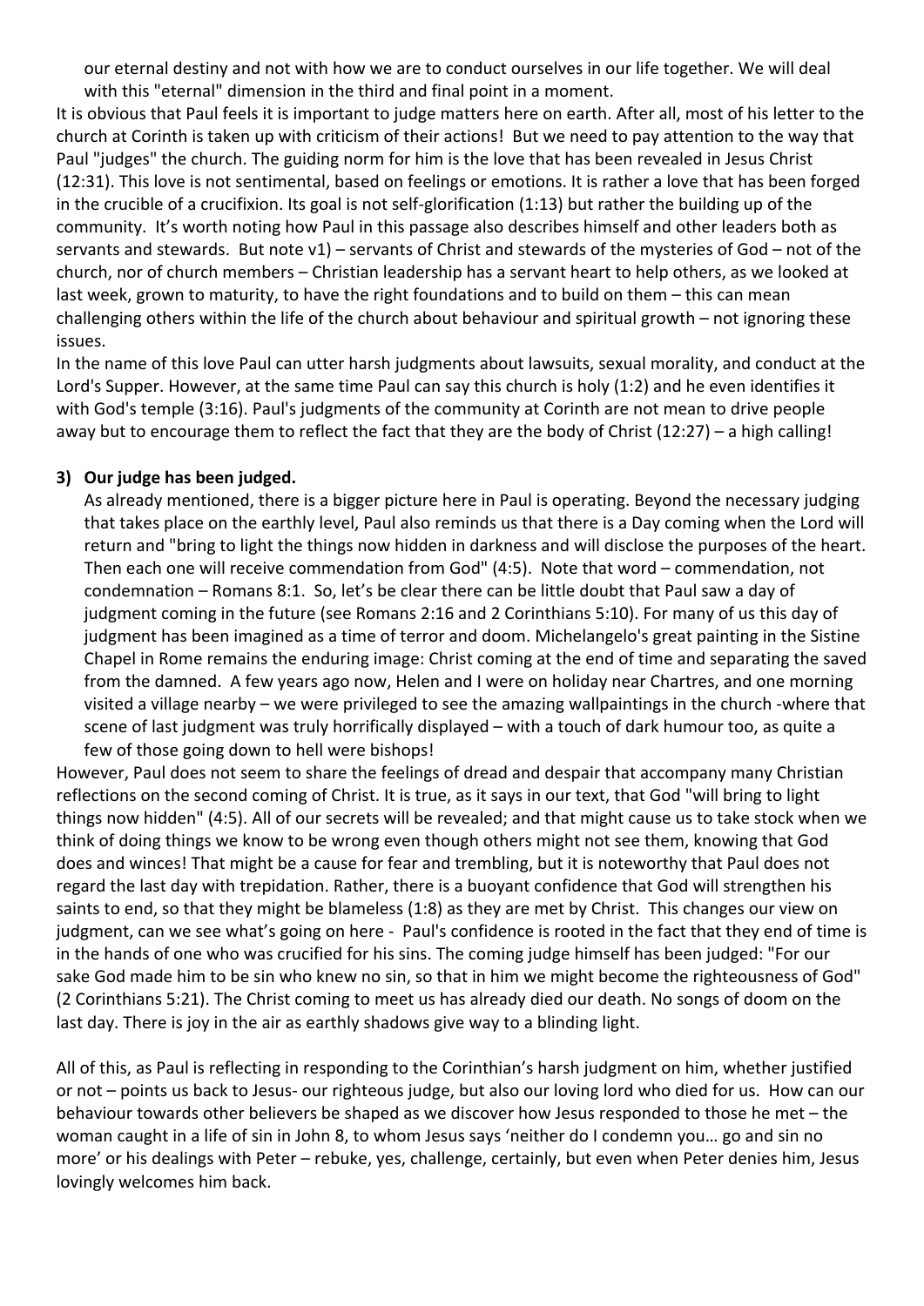our eternal destiny and not with how we are to conduct ourselves in our life together. We will deal with this "eternal" dimension in the third and final point in a moment.

It is obvious that Paul feels it is important to judge matters here on earth. After all, most of his letter to the church at Corinth is taken up with criticism of their actions! But we need to pay attention to the way that Paul "judges" the church. The guiding norm for him is the love that has been revealed in Jesus Christ (12:31). This love is not sentimental, based on feelings or emotions. It is rather a love that has been forged in the crucible of a crucifixion. Its goal is not self-glorification (1:13) but rather the building up of the community. It's worth noting how Paul in this passage also describes himself and other leaders both as servants and stewards. But note v1) – servants of Christ and stewards of the mysteries of God – not of the church, nor of church members – Christian leadership has a servant heart to help others, as we looked at last week, grown to maturity, to have the right foundations and to build on them – this can mean challenging others within the life of the church about behaviour and spiritual growth – not ignoring these issues.

In the name of this love Paul can utter harsh judgments about lawsuits, sexual morality, and conduct at the Lord's Supper. However, at the same time Paul can say this church is holy (1:2) and he even identifies it with God's temple (3:16). Paul's judgments of the community at Corinth are not mean to drive people away but to encourage them to reflect the fact that they are the body of Christ (12:27) – a high calling!

**3) Our judge has been judged.**

As already mentioned, there is a bigger picture here in Paul is operating. Beyond the necessary judging that takes place on the earthly level, Paul also reminds us that there is a Day coming when the Lord will return and "bring to light the things now hidden in darkness and will disclose the purposes of the heart. Then each one will receive commendation from God" (4:5). Note that word – commendation, not condemnation – Romans 8:1. So, let's be clear there can be little doubt that Paul saw a day of judgment coming in the future (see Romans 2:16 and 2 Corinthians 5:10). For many of us this day of judgment has been imagined as a time of terror and doom. Michelangelo's great painting in the Sistine Chapel in Rome remains the enduring image: Christ coming at the end of time and separating the saved from the damned. A few years ago now, Helen and I were on holiday near Chartres, and one morning visited a village nearby – we were privileged to see the amazing wallpaintings in the church -where that scene of last judgment was truly horrifically displayed – with a touch of dark humour too, as quite a few of those going down to hell were bishops!

However, Paul does not seem to share the feelings of dread and despair that accompany many Christian reflections on the second coming of Christ. It is true, as it says in our text, that God "will bring to light things now hidden" (4:5). All of our secrets will be revealed; and that might cause us to take stock when we think of doing things we know to be wrong even though others might not see them, knowing that God does and winces! That might be a cause for fear and trembling, but it is noteworthy that Paul does not regard the last day with trepidation. Rather, there is a buoyant confidence that God will strengthen his saints to end, so that they might be blameless (1:8) as they are met by Christ. This changes our view on judgment, can we see what's going on here - Paul's confidence is rooted in the fact that they end of time is in the hands of one who was crucified for his sins. The coming judge himself has been judged: "For our sake God made him to be sin who knew no sin, so that in him we might become the righteousness of God" (2 Corinthians 5:21). The Christ coming to meet us has already died our death. No songs of doom on the last day. There is joy in the air as earthly shadows give way to a blinding light.

All of this, as Paul is reflecting in responding to the Corinthian's harsh judgment on him, whether justified or not – points us back to Jesus- our righteous judge, but also our loving lord who died for us. How can our behaviour towards other believers be shaped as we discover how Jesus responded to those he met – the woman caught in a life of sin in John 8, to whom Jesus says 'neither do I condemn you… go and sin no more' or his dealings with Peter – rebuke, yes, challenge, certainly, but even when Peter denies him, Jesus lovingly welcomes him back.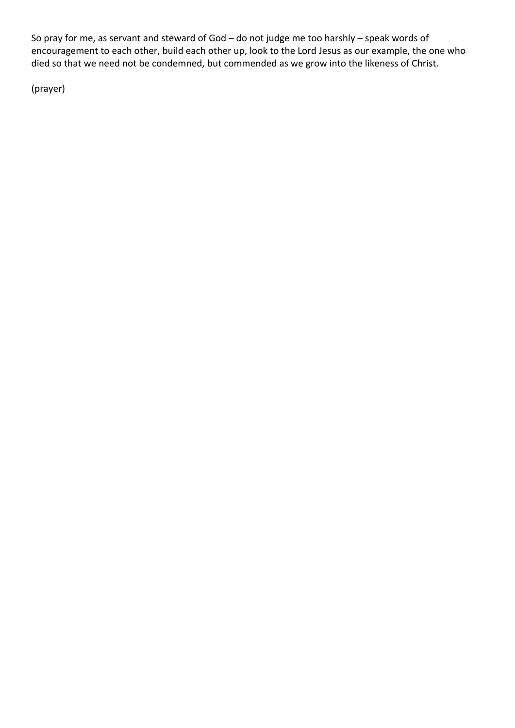So pray for me, as servant and steward of God – do not judge me too harshly – speak words of encouragement to each other, build each other up, look to the Lord Jesus as our example, the one who died so that we need not be condemned, but commended as we grow into the likeness of Christ.

(prayer)